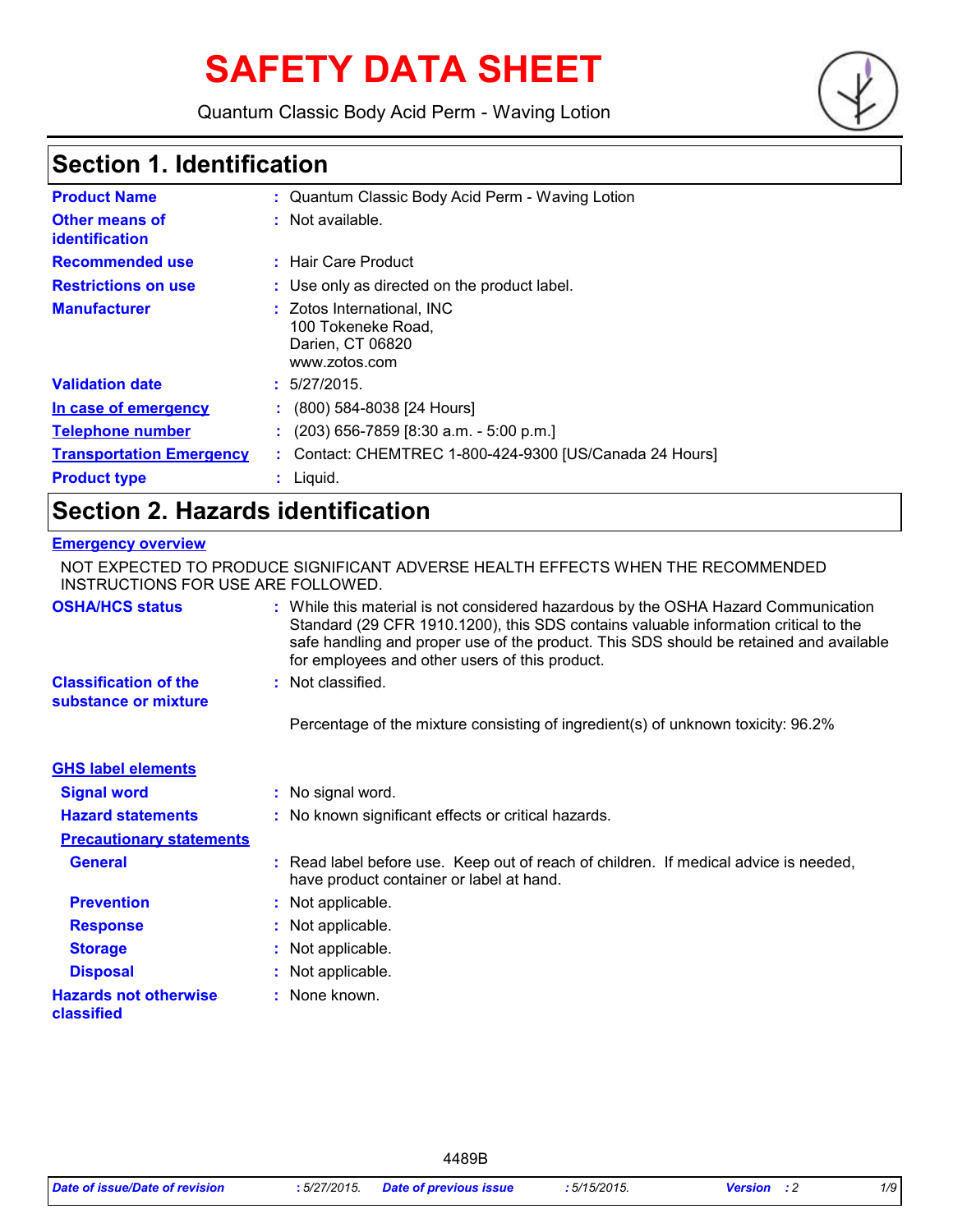# SAFETY DATA SHEET

Quantum Classic Body Acid Perm - Waving Lotion

## Section 1. Identification

| | |
|---|---|
| **Product Name** | : Quantum Classic Body Acid Perm - Waving Lotion |
| **Other means of identification** | : Not available. |
| **Recommended use** | : Hair Care Product |
| **Restrictions on use** | : Use only as directed on the product label. |
| **Manufacturer** | : Zotos International, INC<br>100 Tokeneke Road,<br>Darien, CT 06820<br>www.zotos.com |
| **Validation date** | : 5/27/2015. |
| **In case of emergency** | : (800) 584-8038 [24 Hours] |
| **Telephone number** | : (203) 656-7859 [8:30 a.m. - 5:00 p.m.] |
| **Transportation Emergency** | : Contact: CHEMTREC 1-800-424-9300 [US/Canada 24 Hours] |
| **Product type** | : Liquid. |

## Section 2. Hazards identification

**Emergency overview**

NOT EXPECTED TO PRODUCE SIGNIFICANT ADVERSE HEALTH EFFECTS WHEN THE RECOMMENDED INSTRUCTIONS FOR USE ARE FOLLOWED.

| | |
|---|---|
| **OSHA/HCS status** | : While this material is not considered hazardous by the OSHA Hazard Communication Standard (29 CFR 1910.1200), this SDS contains valuable information critical to the safe handling and proper use of the product. This SDS should be retained and available for employees and other users of this product. |
| **Classification of the substance or mixture** | : Not classified.<br><br>Percentage of the mixture consisting of ingredient(s) of unknown toxicity: 96.2% |

**GHS label elements**

| | |
|---|---|
| **Signal word** | : No signal word. |
| **Hazard statements** | : No known significant effects or critical hazards. |

**Precautionary statements**

| | |
|---|---|
| **General** | : Read label before use. Keep out of reach of children. If medical advice is needed, have product container or label at hand. |
| **Prevention** | : Not applicable. |
| **Response** | : Not applicable. |
| **Storage** | : Not applicable. |
| **Disposal** | : Not applicable. |
| **Hazards not otherwise classified** | : None known. |

4489B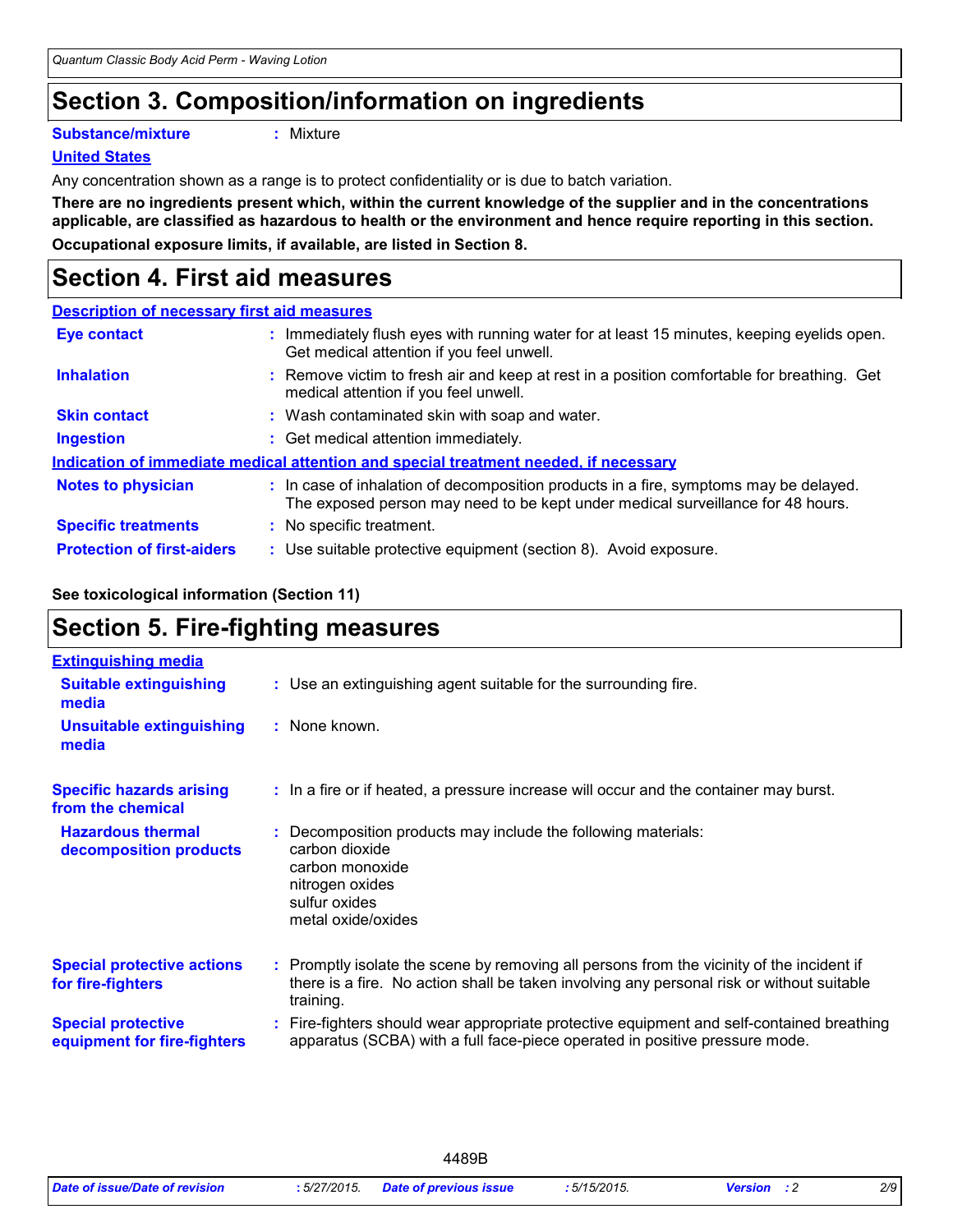## Section 3. Composition/information on ingredients

**Substance/mixture** : Mixture

**United States**

Any concentration shown as a range is to protect confidentiality or is due to batch variation.

**There are no ingredients present which, within the current knowledge of the supplier and in the concentrations applicable, are classified as hazardous to health or the environment and hence require reporting in this section.**

**Occupational exposure limits, if available, are listed in Section 8.**

## Section 4. First aid measures

**Description of necessary first aid measures**

| | |
|---|---|
| **Eye contact** | : Immediately flush eyes with running water for at least 15 minutes, keeping eyelids open. Get medical attention if you feel unwell. |
| **Inhalation** | : Remove victim to fresh air and keep at rest in a position comfortable for breathing. Get medical attention if you feel unwell. |
| **Skin contact** | : Wash contaminated skin with soap and water. |
| **Ingestion** | : Get medical attention immediately. |

**Indication of immediate medical attention and special treatment needed, if necessary**

| | |
|---|---|
| **Notes to physician** | : In case of inhalation of decomposition products in a fire, symptoms may be delayed. The exposed person may need to be kept under medical surveillance for 48 hours. |
| **Specific treatments** | : No specific treatment. |
| **Protection of first-aiders** | : Use suitable protective equipment (section 8). Avoid exposure. |

**See toxicological information (Section 11)**

## Section 5. Fire-fighting measures

**Extinguishing media**

| | |
|---|---|
| **Suitable extinguishing media** | : Use an extinguishing agent suitable for the surrounding fire. |
| **Unsuitable extinguishing media** | : None known. |
| **Specific hazards arising from the chemical** | : In a fire or if heated, a pressure increase will occur and the container may burst. |
| **Hazardous thermal decomposition products** | : Decomposition products may include the following materials:<br>carbon dioxide<br>carbon monoxide<br>nitrogen oxides<br>sulfur oxides<br>metal oxide/oxides |
| **Special protective actions for fire-fighters** | : Promptly isolate the scene by removing all persons from the vicinity of the incident if there is a fire. No action shall be taken involving any personal risk or without suitable training. |
| **Special protective equipment for fire-fighters** | : Fire-fighters should wear appropriate protective equipment and self-contained breathing apparatus (SCBA) with a full face-piece operated in positive pressure mode. |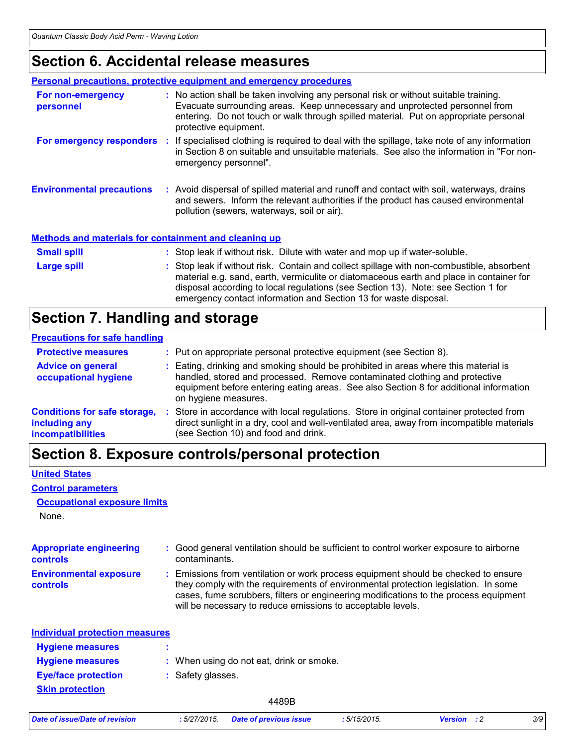## Section 6. Accidental release measures

### Personal precautions, protective equipment and emergency procedures

**For non-emergency personnel** : No action shall be taken involving any personal risk or without suitable training. Evacuate surrounding areas. Keep unnecessary and unprotected personnel from entering. Do not touch or walk through spilled material. Put on appropriate personal protective equipment.

**For emergency responders** : If specialised clothing is required to deal with the spillage, take note of any information in Section 8 on suitable and unsuitable materials. See also the information in "For non-emergency personnel".

**Environmental precautions** : Avoid dispersal of spilled material and runoff and contact with soil, waterways, drains and sewers. Inform the relevant authorities if the product has caused environmental pollution (sewers, waterways, soil or air).

### Methods and materials for containment and cleaning up

**Small spill** : Stop leak if without risk. Dilute with water and mop up if water-soluble.

**Large spill** : Stop leak if without risk. Contain and collect spillage with non-combustible, absorbent material e.g. sand, earth, vermiculite or diatomaceous earth and place in container for disposal according to local regulations (see Section 13). Note: see Section 1 for emergency contact information and Section 13 for waste disposal.

## Section 7. Handling and storage

### Precautions for safe handling

**Protective measures** : Put on appropriate personal protective equipment (see Section 8).

**Advice on general occupational hygiene** : Eating, drinking and smoking should be prohibited in areas where this material is handled, stored and processed. Remove contaminated clothing and protective equipment before entering eating areas. See also Section 8 for additional information on hygiene measures.

**Conditions for safe storage, including any incompatibilities** : Store in accordance with local regulations. Store in original container protected from direct sunlight in a dry, cool and well-ventilated area, away from incompatible materials (see Section 10) and food and drink.

## Section 8. Exposure controls/personal protection

### United States

### Control parameters

#### Occupational exposure limits

None.

**Appropriate engineering controls** : Good general ventilation should be sufficient to control worker exposure to airborne contaminants.

**Environmental exposure controls** : Emissions from ventilation or work process equipment should be checked to ensure they comply with the requirements of environmental protection legislation. In some cases, fume scrubbers, filters or engineering modifications to the process equipment will be necessary to reduce emissions to acceptable levels.

### Individual protection measures

**Hygiene measures** :

**Hygiene measures** : When using do not eat, drink or smoke.

**Eye/face protection** : Safety glasses.

**Skin protection**

4489B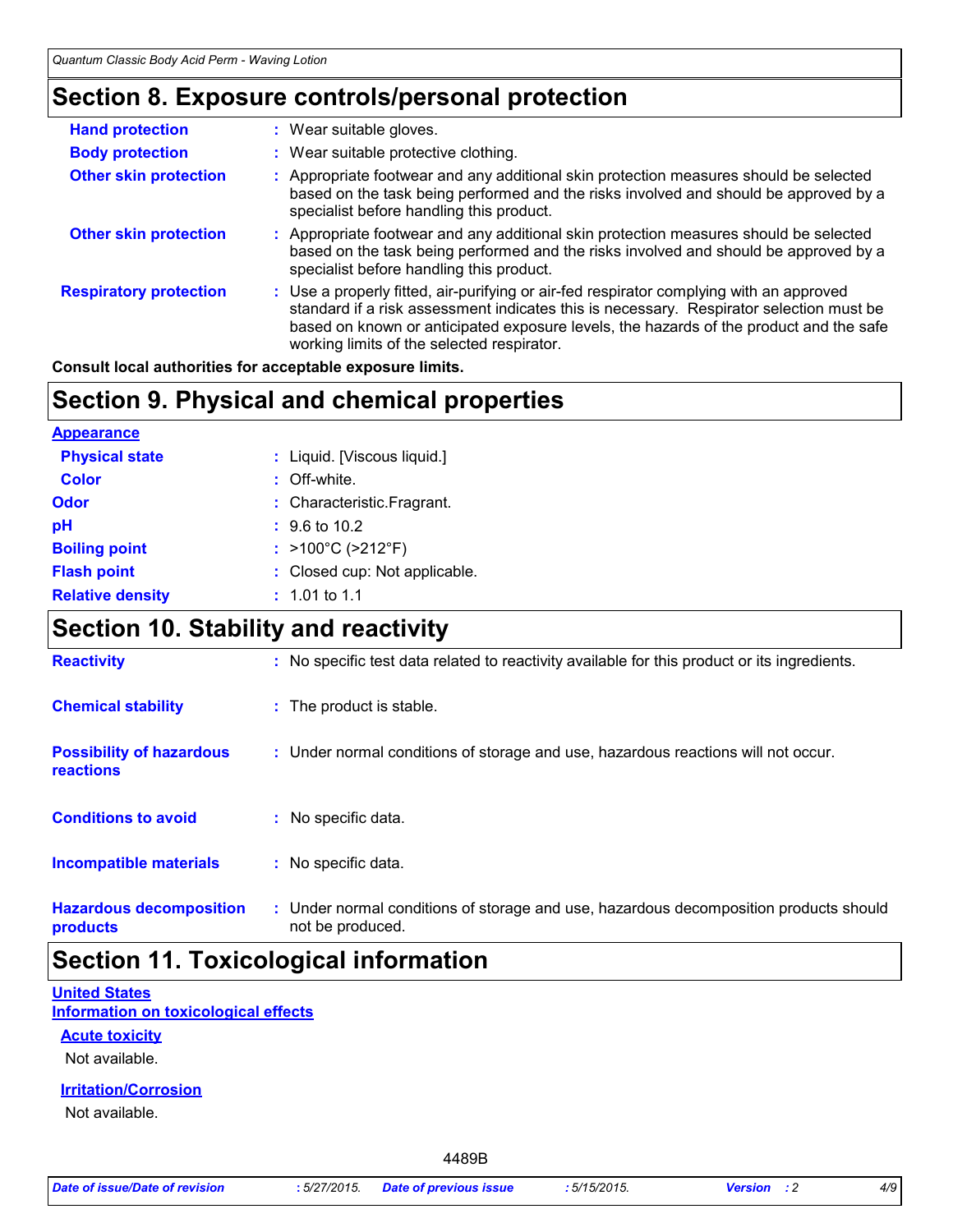## Section 8. Exposure controls/personal protection

**Hand protection** : Wear suitable gloves.

**Body protection** : Wear suitable protective clothing.

**Other skin protection** : Appropriate footwear and any additional skin protection measures should be selected based on the task being performed and the risks involved and should be approved by a specialist before handling this product.

**Other skin protection** : Appropriate footwear and any additional skin protection measures should be selected based on the task being performed and the risks involved and should be approved by a specialist before handling this product.

**Respiratory protection** : Use a properly fitted, air-purifying or air-fed respirator complying with an approved standard if a risk assessment indicates this is necessary. Respirator selection must be based on known or anticipated exposure levels, the hazards of the product and the safe working limits of the selected respirator.

**Consult local authorities for acceptable exposure limits.**

## Section 9. Physical and chemical properties

**Appearance**

**Physical state** : Liquid. [Viscous liquid.]

**Color** : Off-white.

**Odor** : Characteristic.Fragrant.

**pH** : 9.6 to 10.2

**Boiling point** : >100°C (>212°F)

**Flash point** : Closed cup: Not applicable.

**Relative density** : 1.01 to 1.1

## Section 10. Stability and reactivity

**Reactivity** : No specific test data related to reactivity available for this product or its ingredients.

**Chemical stability** : The product is stable.

**Possibility of hazardous reactions** : Under normal conditions of storage and use, hazardous reactions will not occur.

**Conditions to avoid** : No specific data.

**Incompatible materials** : No specific data.

**Hazardous decomposition products** : Under normal conditions of storage and use, hazardous decomposition products should not be produced.

## Section 11. Toxicological information

**United States**

**Information on toxicological effects**

**Acute toxicity**

Not available.

**Irritation/Corrosion**

Not available.

4489B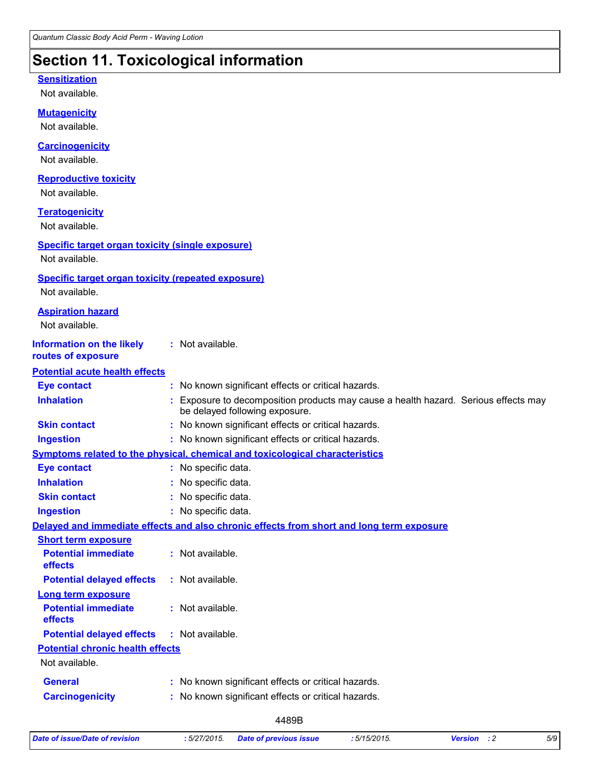# Section 11. Toxicological information

**Sensitization**

Not available.

**Mutagenicity**

Not available.

**Carcinogenicity**

Not available.

**Reproductive toxicity**

Not available.

**Teratogenicity**

Not available.

**Specific target organ toxicity (single exposure)**

Not available.

**Specific target organ toxicity (repeated exposure)**

Not available.

**Aspiration hazard**

Not available.

**Information on the likely routes of exposure** : Not available.

**Potential acute health effects**

- **Eye contact** : No known significant effects or critical hazards.
- **Inhalation** : Exposure to decomposition products may cause a health hazard. Serious effects may be delayed following exposure.
- **Skin contact** : No known significant effects or critical hazards.
- **Ingestion** : No known significant effects or critical hazards.

**Symptoms related to the physical, chemical and toxicological characteristics**

- **Eye contact** : No specific data.
- **Inhalation** : No specific data.
- **Skin contact** : No specific data.
- **Ingestion** : No specific data.

**Delayed and immediate effects and also chronic effects from short and long term exposure**

**Short term exposure**

- **Potential immediate effects** : Not available.
- **Potential delayed effects** : Not available.

**Long term exposure**

- **Potential immediate effects** : Not available.
- **Potential delayed effects** : Not available.

**Potential chronic health effects**

Not available.

- **General** : No known significant effects or critical hazards.
- **Carcinogenicity** : No known significant effects or critical hazards.

4489B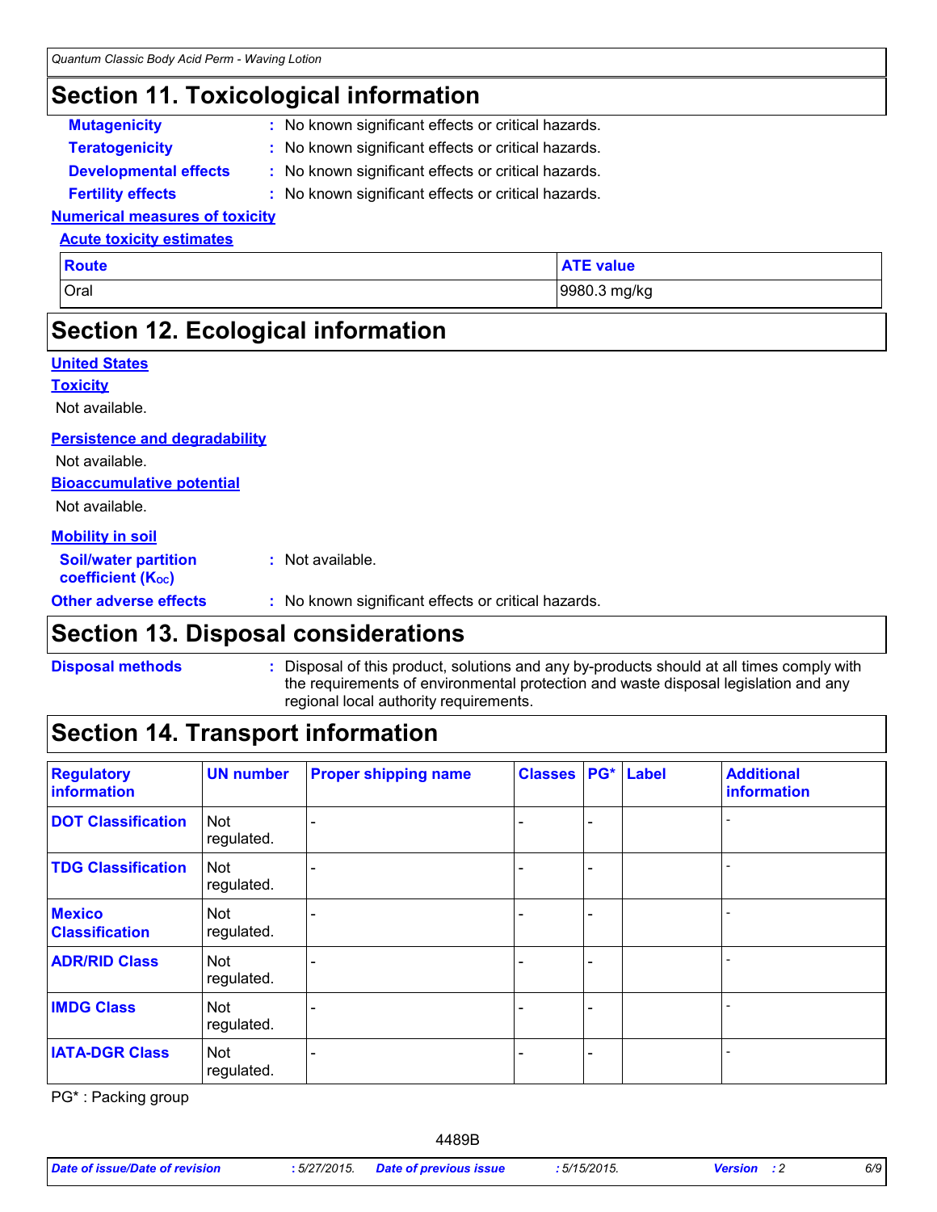## Section 11. Toxicological information

**Mutagenicity** : No known significant effects or critical hazards.

**Teratogenicity** : No known significant effects or critical hazards.

**Developmental effects** : No known significant effects or critical hazards.

**Fertility effects** : No known significant effects or critical hazards.

**Numerical measures of toxicity**

**Acute toxicity estimates**

| Route | ATE value |
| --- | --- |
| Oral | 9980.3 mg/kg |

## Section 12. Ecological information

**United States**

**Toxicity**

Not available.

**Persistence and degradability**

Not available.

**Bioaccumulative potential**

Not available.

**Mobility in soil**

**Soil/water partition coefficient ($K_{OC}$)** : Not available.

**Other adverse effects** : No known significant effects or critical hazards.

## Section 13. Disposal considerations

**Disposal methods** : Disposal of this product, solutions and any by-products should at all times comply with the requirements of environmental protection and waste disposal legislation and any regional local authority requirements.

## Section 14. Transport information

| Regulatory information | UN number | Proper shipping name | Classes | PG* | Label | Additional information |
| --- | --- | --- | --- | --- | --- | --- |
| **DOT Classification** | Not regulated. | - | - | - | | - |
| **TDG Classification** | Not regulated. | - | - | - | | - |
| **Mexico Classification** | Not regulated. | - | - | - | | - |
| **ADR/RID Class** | Not regulated. | - | - | - | | - |
| **IMDG Class** | Not regulated. | - | - | - | | - |
| **IATA-DGR Class** | Not regulated. | - | - | - | | - |

PG* : Packing group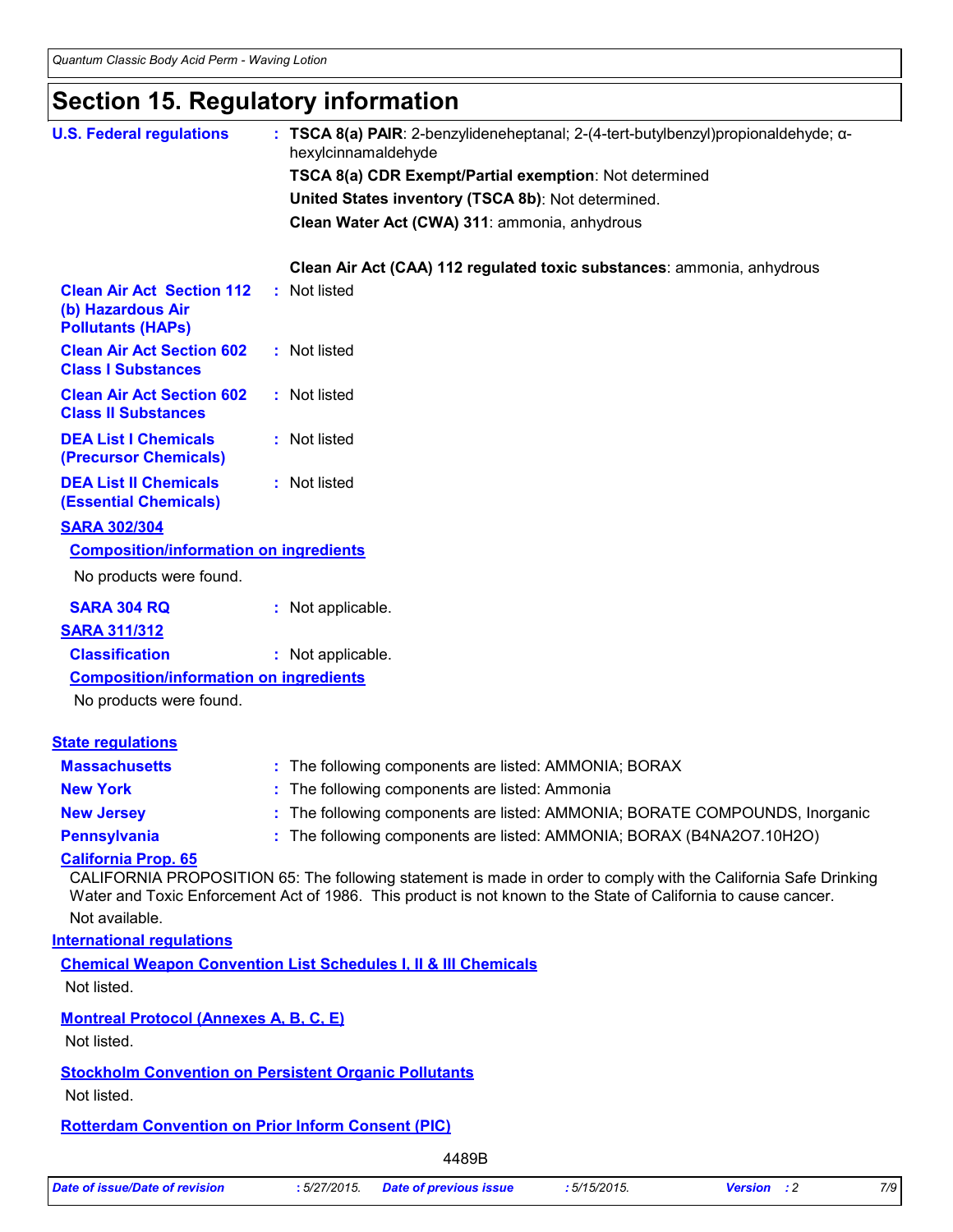# Section 15. Regulatory information

**U.S. Federal regulations** : **TSCA 8(a) PAIR**: 2-benzylideneheptanal; 2-(4-tert-butylbenzyl)propionaldehyde; α-hexylcinnamaldehyde

**TSCA 8(a) CDR Exempt/Partial exemption**: Not determined

**United States inventory (TSCA 8b)**: Not determined.

**Clean Water Act (CWA) 311**: ammonia, anhydrous

**Clean Air Act (CAA) 112 regulated toxic substances**: ammonia, anhydrous

**Clean Air Act Section 112 (b) Hazardous Air Pollutants (HAPs)** : Not listed

**Clean Air Act Section 602 Class I Substances** : Not listed

**Clean Air Act Section 602 Class II Substances** : Not listed

**DEA List I Chemicals (Precursor Chemicals)** : Not listed

**DEA List II Chemicals (Essential Chemicals)** : Not listed

**SARA 302/304**

**Composition/information on ingredients**

No products were found.

**SARA 304 RQ** : Not applicable.

**SARA 311/312**

**Classification** : Not applicable.

**Composition/information on ingredients**

No products were found.

**State regulations**

**Massachusetts** : The following components are listed: AMMONIA; BORAX

**New York** : The following components are listed: Ammonia

**New Jersey** : The following components are listed: AMMONIA; BORATE COMPOUNDS, Inorganic

**Pennsylvania** : The following components are listed: AMMONIA; BORAX (B4NA2O7.10H2O)

**California Prop. 65**

CALIFORNIA PROPOSITION 65: The following statement is made in order to comply with the California Safe Drinking Water and Toxic Enforcement Act of 1986. This product is not known to the State of California to cause cancer.

Not available.

**International regulations**

**Chemical Weapon Convention List Schedules I, II & III Chemicals**

Not listed.

**Montreal Protocol (Annexes A, B, C, E)**

Not listed.

**Stockholm Convention on Persistent Organic Pollutants**

Not listed.

**Rotterdam Convention on Prior Inform Consent (PIC)**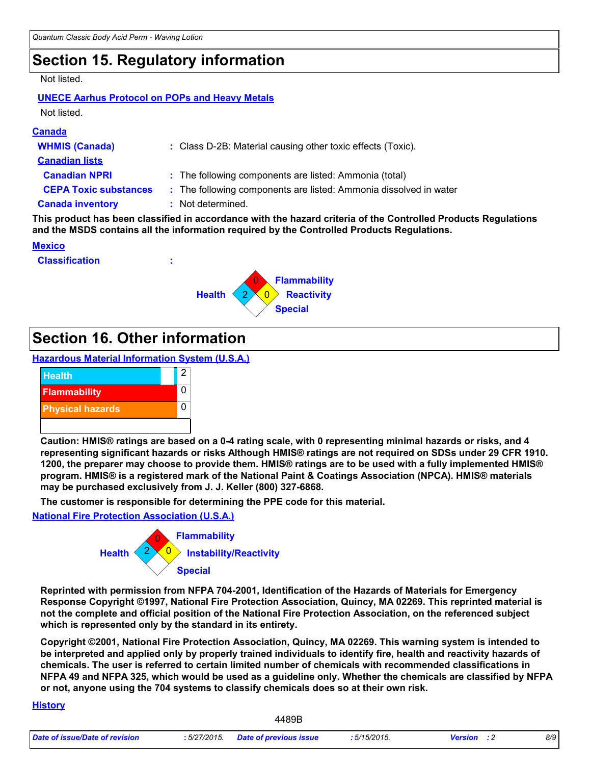# Section 15. Regulatory information

Not listed.

**UNECE Aarhus Protocol on POPs and Heavy Metals**

Not listed.

**Canada**

**WHMIS (Canada)** : Class D-2B: Material causing other toxic effects (Toxic).

**Canadian lists**

**Canadian NPRI** : The following components are listed: Ammonia (total)

**CEPA Toxic substances** : The following components are listed: Ammonia dissolved in water

**Canada inventory** : Not determined.

**This product has been classified in accordance with the hazard criteria of the Controlled Products Regulations and the MSDS contains all the information required by the Controlled Products Regulations.**

**Mexico**

**Classification** :

| Health | Flammability | Reactivity | Special |
|---|---|---|---|
| 2 | 0 | 0 | |

# Section 16. Other information

**Hazardous Material Information System (U.S.A.)**

| | |
|---|---|
| Health | 2 |
| Flammability | 0 |
| Physical hazards | 0 |
| | |

**Caution: HMIS® ratings are based on a 0-4 rating scale, with 0 representing minimal hazards or risks, and 4 representing significant hazards or risks Although HMIS® ratings are not required on SDSs under 29 CFR 1910. 1200, the preparer may choose to provide them. HMIS® ratings are to be used with a fully implemented HMIS® program. HMIS® is a registered mark of the National Paint & Coatings Association (NPCA). HMIS® materials may be purchased exclusively from J. J. Keller (800) 327-6868.**

**The customer is responsible for determining the PPE code for this material.**

**National Fire Protection Association (U.S.A.)**

| Health | Flammability | Instability/Reactivity | Special |
|---|---|---|---|
| 2 | 0 | 0 | |

**Reprinted with permission from NFPA 704-2001, Identification of the Hazards of Materials for Emergency Response Copyright ©1997, National Fire Protection Association, Quincy, MA 02269. This reprinted material is not the complete and official position of the National Fire Protection Association, on the referenced subject which is represented only by the standard in its entirety.**

**Copyright ©2001, National Fire Protection Association, Quincy, MA 02269. This warning system is intended to be interpreted and applied only by properly trained individuals to identify fire, health and reactivity hazards of chemicals. The user is referred to certain limited number of chemicals with recommended classifications in NFPA 49 and NFPA 325, which would be used as a guideline only. Whether the chemicals are classified by NFPA or not, anyone using the 704 systems to classify chemicals does so at their own risk.**

**History**

4489B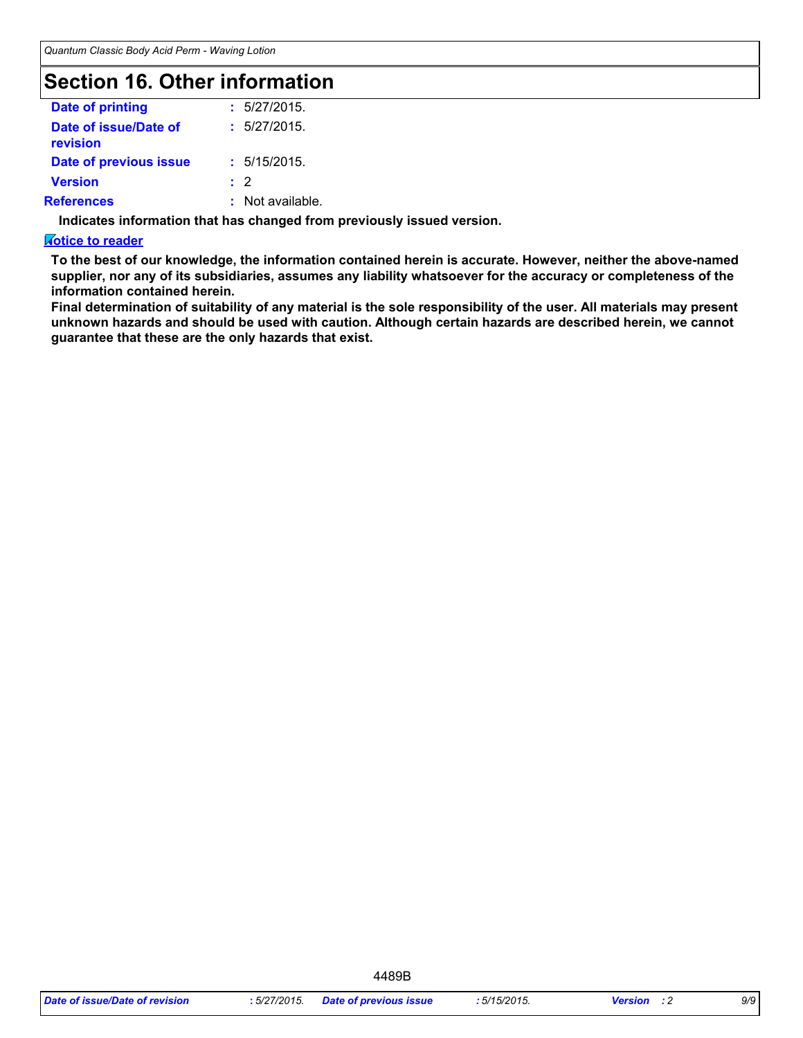# Section 16. Other information

| | |
|---|---|
| **Date of printing** | : 5/27/2015. |
| **Date of issue/Date of revision** | : 5/27/2015. |
| **Date of previous issue** | : 5/15/2015. |
| **Version** | : 2 |
| **References** | : Not available. |

**Indicates information that has changed from previously issued version.**

**Notice to reader**

**To the best of our knowledge, the information contained herein is accurate. However, neither the above-named supplier, nor any of its subsidiaries, assumes any liability whatsoever for the accuracy or completeness of the information contained herein.**
**Final determination of suitability of any material is the sole responsibility of the user. All materials may present unknown hazards and should be used with caution. Although certain hazards are described herein, we cannot guarantee that these are the only hazards that exist.**

4489B